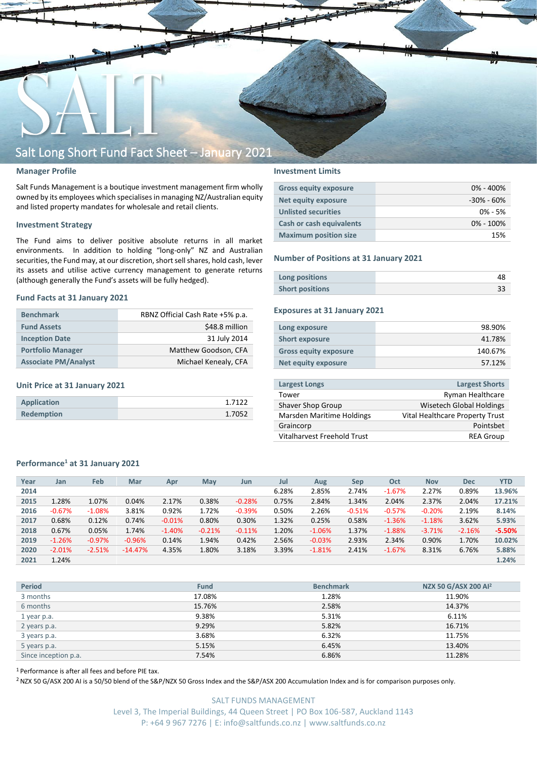# Salt Long Short Fund Fact Sheet – January 2021

## Manager Profile

Salt Funds Management is a boutique investment management firm wholly owned by its employees which specialises in managing NZ/Australian equity and listed property mandates for wholesale and retail clients.

## Investment Strategy

The Fund aims to deliver positive absolute returns in all market environments. In addition to holding "long-only" NZ and Australian securities, the Fund may, at our discretion, short sell shares, hold cash, lever its assets and utilise active currency management to generate returns (although generally the Fund's assets will be fully hedged).

## Fund Facts at 31 January 2021

| | |
|---|---|
| Benchmark | RBNZ Official Cash Rate +5% p.a. |
| Fund Assets | $48.8 million |
| Inception Date | 31 July 2014 |
| Portfolio Manager | Matthew Goodson, CFA |
| Associate PM/Analyst | Michael Kenealy, CFA |

## Unit Price at 31 January 2021

| | |
|---|---|
| Application | 1.7122 |
| Redemption | 1.7052 |

## Investment Limits

| | |
|---|---|
| Gross equity exposure | 0% - 400% |
| Net equity exposure | -30% - 60% |
| Unlisted securities | 0% - 5% |
| Cash or cash equivalents | 0% - 100% |
| Maximum position size | 15% |

## Number of Positions at 31 January 2021

| | |
|---|---|
| Long positions | 48 |
| Short positions | 33 |

## Exposures at 31 January 2021

| | |
|---|---|
| Long exposure | 98.90% |
| Short exposure | 41.78% |
| Gross equity exposure | 140.67% |
| Net equity exposure | 57.12% |

| Largest Longs | Largest Shorts |
|---|---|
| Tower | Ryman Healthcare |
| Shaver Shop Group | Wisetech Global Holdings |
| Marsden Maritime Holdings | Vital Healthcare Property Trust |
| Graincorp | Pointsbet |
| Vitalharvest Freehold Trust | REA Group |

## Performance[1] at 31 January 2021

| Year | Jan | Feb | Mar | Apr | May | Jun | Jul | Aug | Sep | Oct | Nov | Dec | YTD |
|---|---|---|---|---|---|---|---|---|---|---|---|---|---|
| 2014 | | | | | | | 6.28% | 2.85% | 2.74% | -1.67% | 2.27% | 0.89% | 13.96% |
| 2015 | 1.28% | 1.07% | 0.04% | 2.17% | 0.38% | -0.28% | 0.75% | 2.84% | 1.34% | 2.04% | 2.37% | 2.04% | 17.21% |
| 2016 | -0.67% | -1.08% | 3.81% | 0.92% | 1.72% | -0.39% | 0.50% | 2.26% | -0.51% | -0.57% | -0.20% | 2.19% | 8.14% |
| 2017 | 0.68% | 0.12% | 0.74% | -0.01% | 0.80% | 0.30% | 1.32% | 0.25% | 0.58% | -1.36% | -1.18% | 3.62% | 5.93% |
| 2018 | 0.67% | 0.05% | 1.74% | -1.40% | -0.21% | -0.11% | 1.20% | -1.06% | 1.37% | -1.88% | -3.71% | -2.16% | -5.50% |
| 2019 | -1.26% | -0.97% | -0.96% | 0.14% | 1.94% | 0.42% | 2.56% | -0.03% | 2.93% | 2.34% | 0.90% | 1.70% | 10.02% |
| 2020 | -2.01% | -2.51% | -14.47% | 4.35% | 1.80% | 3.18% | 3.39% | -1.81% | 2.41% | -1.67% | 8.31% | 6.76% | 5.88% |
| 2021 | 1.24% | | | | | | | | | | | | 1.24% |

| Period | Fund | Benchmark | NZX 50 G/ASX 200 AI[2] |
|---|---|---|---|
| 3 months | 17.08% | 1.28% | 11.90% |
| 6 months | 15.76% | 2.58% | 14.37% |
| 1 year p.a. | 9.38% | 5.31% | 6.11% |
| 2 years p.a. | 9.29% | 5.82% | 16.71% |
| 3 years p.a. | 3.68% | 6.32% | 11.75% |
| 5 years p.a. | 5.15% | 6.45% | 13.40% |
| Since inception p.a. | 7.54% | 6.86% | 11.28% |

[1] Performance is after all fees and before PIE tax.

[2] NZX 50 G/ASX 200 AI is a 50/50 blend of the S&P/NZX 50 Gross Index and the S&P/ASX 200 Accumulation Index and is for comparison purposes only.

SALT FUNDS MANAGEMENT
Level 3, The Imperial Buildings, 44 Queen Street | PO Box 106-587, Auckland 1143
P: +64 9 967 7276 | E: info@saltfunds.co.nz | www.saltfunds.co.nz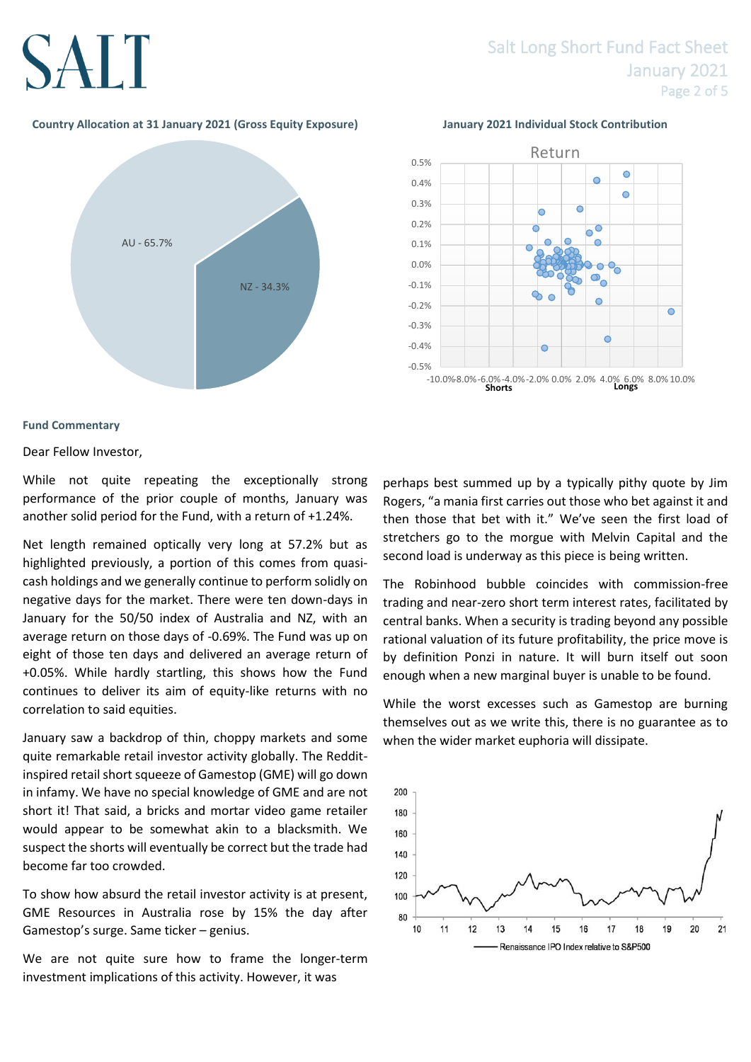**Country Allocation at 31 January 2021 (Gross Equity Exposure)**

AU - 65.7%

NZ - 34.3%

**January 2021 Individual Stock Contribution**

Return

Shorts | Longs

## Fund Commentary

Dear Fellow Investor,

While not quite repeating the exceptionally strong performance of the prior couple of months, January was another solid period for the Fund, with a return of +1.24%.

Net length remained optically very long at 57.2% but as highlighted previously, a portion of this comes from quasi-cash holdings and we generally continue to perform solidly on negative days for the market. There were ten down-days in January for the 50/50 index of Australia and NZ, with an average return on those days of -0.69%. The Fund was up on eight of those ten days and delivered an average return of +0.05%. While hardly startling, this shows how the Fund continues to deliver its aim of equity-like returns with no correlation to said equities.

January saw a backdrop of thin, choppy markets and some quite remarkable retail investor activity globally. The Reddit-inspired retail short squeeze of Gamestop (GME) will go down in infamy. We have no special knowledge of GME and are not short it! That said, a bricks and mortar video game retailer would appear to be somewhat akin to a blacksmith. We suspect the shorts will eventually be correct but the trade had become far too crowded.

To show how absurd the retail investor activity is at present, GME Resources in Australia rose by 15% the day after Gamestop's surge. Same ticker – genius.

We are not quite sure how to frame the longer-term investment implications of this activity. However, it was perhaps best summed up by a typically pithy quote by Jim Rogers, "a mania first carries out those who bet against it and then those that bet with it." We've seen the first load of stretchers go to the morgue with Melvin Capital and the second load is underway as this piece is being written.

The Robinhood bubble coincides with commission-free trading and near-zero short term interest rates, facilitated by central banks. When a security is trading beyond any possible rational valuation of its future profitability, the price move is by definition Ponzi in nature. It will burn itself out soon enough when a new marginal buyer is unable to be found.

While the worst excesses such as Gamestop are burning themselves out as we write this, there is no guarantee as to when the wider market euphoria will dissipate.

Renaissance IPO Index relative to S&P500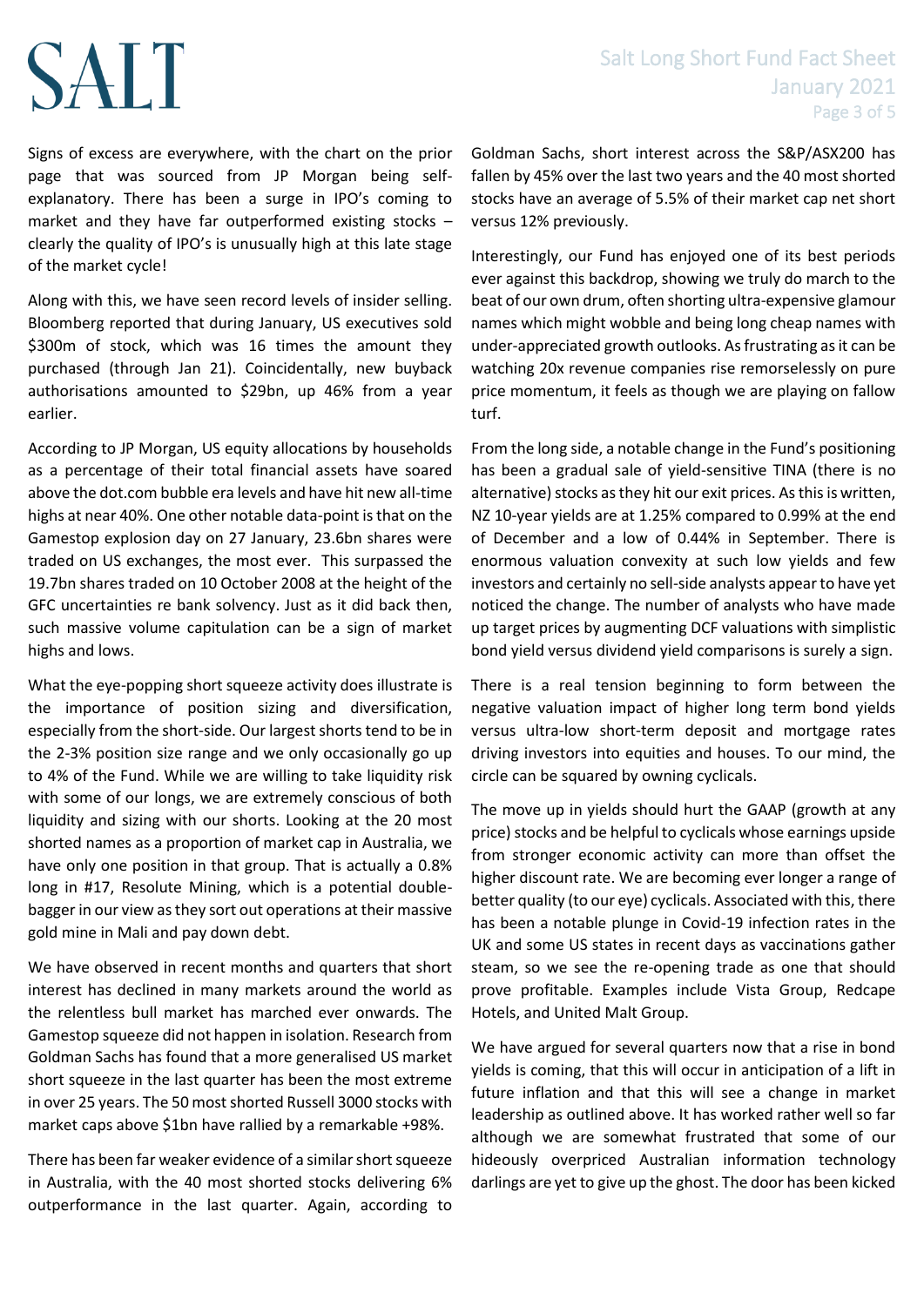Signs of excess are everywhere, with the chart on the prior page that was sourced from JP Morgan being self-explanatory. There has been a surge in IPO's coming to market and they have far outperformed existing stocks – clearly the quality of IPO's is unusually high at this late stage of the market cycle!

Along with this, we have seen record levels of insider selling. Bloomberg reported that during January, US executives sold $300m of stock, which was 16 times the amount they purchased (through Jan 21). Coincidentally, new buyback authorisations amounted to $29bn, up 46% from a year earlier.

According to JP Morgan, US equity allocations by households as a percentage of their total financial assets have soared above the dot.com bubble era levels and have hit new all-time highs at near 40%. One other notable data-point is that on the Gamestop explosion day on 27 January, 23.6bn shares were traded on US exchanges, the most ever. This surpassed the 19.7bn shares traded on 10 October 2008 at the height of the GFC uncertainties re bank solvency. Just as it did back then, such massive volume capitulation can be a sign of market highs and lows.

What the eye-popping short squeeze activity does illustrate is the importance of position sizing and diversification, especially from the short-side. Our largest shorts tend to be in the 2-3% position size range and we only occasionally go up to 4% of the Fund. While we are willing to take liquidity risk with some of our longs, we are extremely conscious of both liquidity and sizing with our shorts. Looking at the 20 most shorted names as a proportion of market cap in Australia, we have only one position in that group. That is actually a 0.8% long in #17, Resolute Mining, which is a potential double-bagger in our view as they sort out operations at their massive gold mine in Mali and pay down debt.

We have observed in recent months and quarters that short interest has declined in many markets around the world as the relentless bull market has marched ever onwards. The Gamestop squeeze did not happen in isolation. Research from Goldman Sachs has found that a more generalised US market short squeeze in the last quarter has been the most extreme in over 25 years. The 50 most shorted Russell 3000 stocks with market caps above $1bn have rallied by a remarkable +98%.

There has been far weaker evidence of a similar short squeeze in Australia, with the 40 most shorted stocks delivering 6% outperformance in the last quarter. Again, according to Goldman Sachs, short interest across the S&P/ASX200 has fallen by 45% over the last two years and the 40 most shorted stocks have an average of 5.5% of their market cap net short versus 12% previously.

Interestingly, our Fund has enjoyed one of its best periods ever against this backdrop, showing we truly do march to the beat of our own drum, often shorting ultra-expensive glamour names which might wobble and being long cheap names with under-appreciated growth outlooks. As frustrating as it can be watching 20x revenue companies rise remorselessly on pure price momentum, it feels as though we are playing on fallow turf.

From the long side, a notable change in the Fund's positioning has been a gradual sale of yield-sensitive TINA (there is no alternative) stocks as they hit our exit prices. As this is written, NZ 10-year yields are at 1.25% compared to 0.99% at the end of December and a low of 0.44% in September. There is enormous valuation convexity at such low yields and few investors and certainly no sell-side analysts appear to have yet noticed the change. The number of analysts who have made up target prices by augmenting DCF valuations with simplistic bond yield versus dividend yield comparisons is surely a sign.

There is a real tension beginning to form between the negative valuation impact of higher long term bond yields versus ultra-low short-term deposit and mortgage rates driving investors into equities and houses. To our mind, the circle can be squared by owning cyclicals.

The move up in yields should hurt the GAAP (growth at any price) stocks and be helpful to cyclicals whose earnings upside from stronger economic activity can more than offset the higher discount rate. We are becoming ever longer a range of better quality (to our eye) cyclicals. Associated with this, there has been a notable plunge in Covid-19 infection rates in the UK and some US states in recent days as vaccinations gather steam, so we see the re-opening trade as one that should prove profitable. Examples include Vista Group, Redcape Hotels, and United Malt Group.

We have argued for several quarters now that a rise in bond yields is coming, that this will occur in anticipation of a lift in future inflation and that this will see a change in market leadership as outlined above. It has worked rather well so far although we are somewhat frustrated that some of our hideously overpriced Australian information technology darlings are yet to give up the ghost. The door has been kicked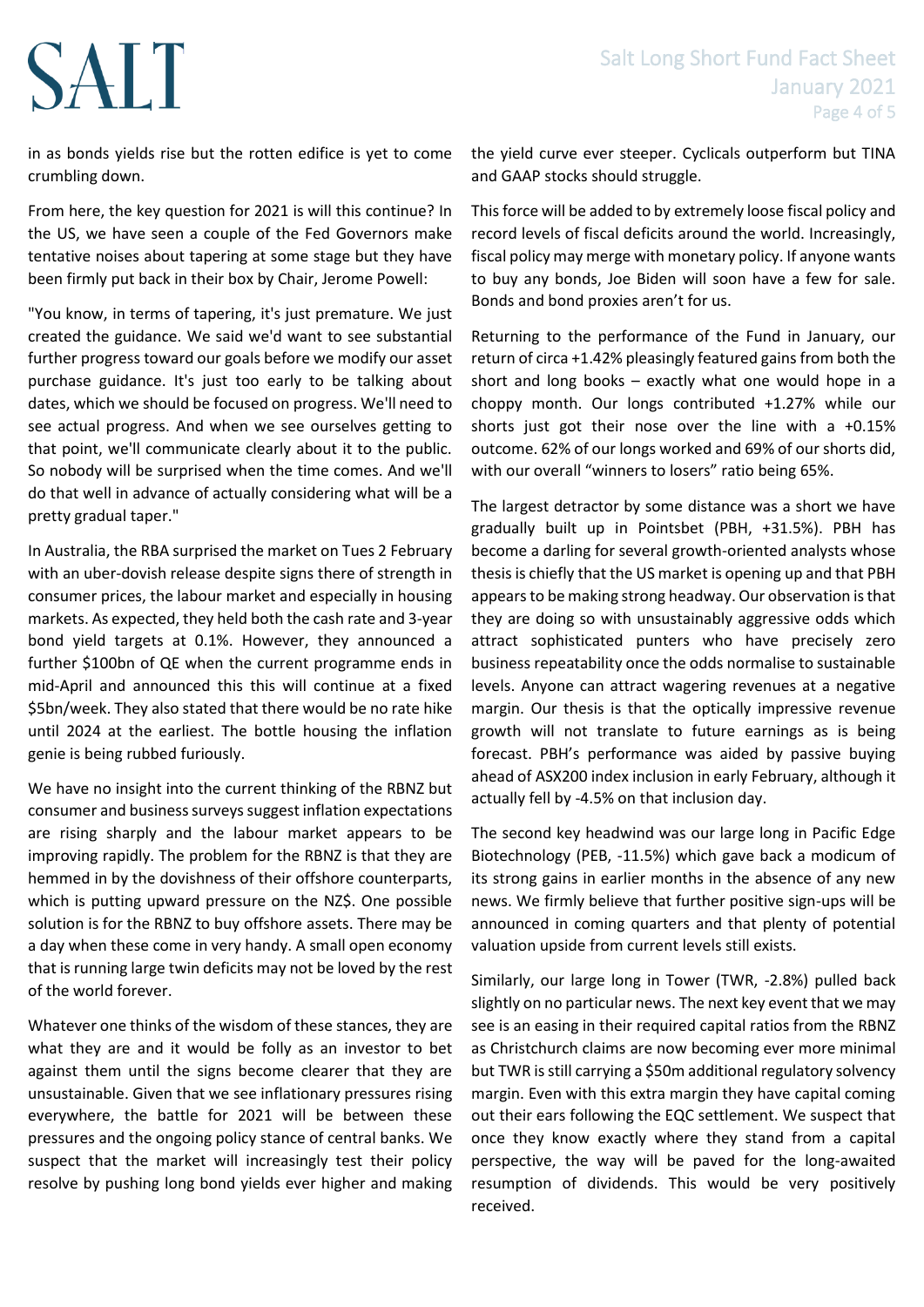in as bonds yields rise but the rotten edifice is yet to come crumbling down.

From here, the key question for 2021 is will this continue? In the US, we have seen a couple of the Fed Governors make tentative noises about tapering at some stage but they have been firmly put back in their box by Chair, Jerome Powell:

"You know, in terms of tapering, it's just premature. We just created the guidance. We said we'd want to see substantial further progress toward our goals before we modify our asset purchase guidance. It's just too early to be talking about dates, which we should be focused on progress. We'll need to see actual progress. And when we see ourselves getting to that point, we'll communicate clearly about it to the public. So nobody will be surprised when the time comes. And we'll do that well in advance of actually considering what will be a pretty gradual taper."

In Australia, the RBA surprised the market on Tues 2 February with an uber-dovish release despite signs there of strength in consumer prices, the labour market and especially in housing markets. As expected, they held both the cash rate and 3-year bond yield targets at 0.1%. However, they announced a further $100bn of QE when the current programme ends in mid-April and announced this this will continue at a fixed $5bn/week. They also stated that there would be no rate hike until 2024 at the earliest. The bottle housing the inflation genie is being rubbed furiously.

We have no insight into the current thinking of the RBNZ but consumer and business surveys suggest inflation expectations are rising sharply and the labour market appears to be improving rapidly. The problem for the RBNZ is that they are hemmed in by the dovishness of their offshore counterparts, which is putting upward pressure on the NZ$. One possible solution is for the RBNZ to buy offshore assets. There may be a day when these come in very handy. A small open economy that is running large twin deficits may not be loved by the rest of the world forever.

Whatever one thinks of the wisdom of these stances, they are what they are and it would be folly as an investor to bet against them until the signs become clearer that they are unsustainable. Given that we see inflationary pressures rising everywhere, the battle for 2021 will be between these pressures and the ongoing policy stance of central banks. We suspect that the market will increasingly test their policy resolve by pushing long bond yields ever higher and making the yield curve ever steeper. Cyclicals outperform but TINA and GAAP stocks should struggle.

This force will be added to by extremely loose fiscal policy and record levels of fiscal deficits around the world. Increasingly, fiscal policy may merge with monetary policy. If anyone wants to buy any bonds, Joe Biden will soon have a few for sale. Bonds and bond proxies aren't for us.

Returning to the performance of the Fund in January, our return of circa +1.42% pleasingly featured gains from both the short and long books – exactly what one would hope in a choppy month. Our longs contributed +1.27% while our shorts just got their nose over the line with a +0.15% outcome. 62% of our longs worked and 69% of our shorts did, with our overall "winners to losers" ratio being 65%.

The largest detractor by some distance was a short we have gradually built up in Pointsbet (PBH, +31.5%). PBH has become a darling for several growth-oriented analysts whose thesis is chiefly that the US market is opening up and that PBH appears to be making strong headway. Our observation is that they are doing so with unsustainably aggressive odds which attract sophisticated punters who have precisely zero business repeatability once the odds normalise to sustainable levels. Anyone can attract wagering revenues at a negative margin. Our thesis is that the optically impressive revenue growth will not translate to future earnings as is being forecast. PBH's performance was aided by passive buying ahead of ASX200 index inclusion in early February, although it actually fell by -4.5% on that inclusion day.

The second key headwind was our large long in Pacific Edge Biotechnology (PEB, -11.5%) which gave back a modicum of its strong gains in earlier months in the absence of any new news. We firmly believe that further positive sign-ups will be announced in coming quarters and that plenty of potential valuation upside from current levels still exists.

Similarly, our large long in Tower (TWR, -2.8%) pulled back slightly on no particular news. The next key event that we may see is an easing in their required capital ratios from the RBNZ as Christchurch claims are now becoming ever more minimal but TWR is still carrying a $50m additional regulatory solvency margin. Even with this extra margin they have capital coming out their ears following the EQC settlement. We suspect that once they know exactly where they stand from a capital perspective, the way will be paved for the long-awaited resumption of dividends. This would be very positively received.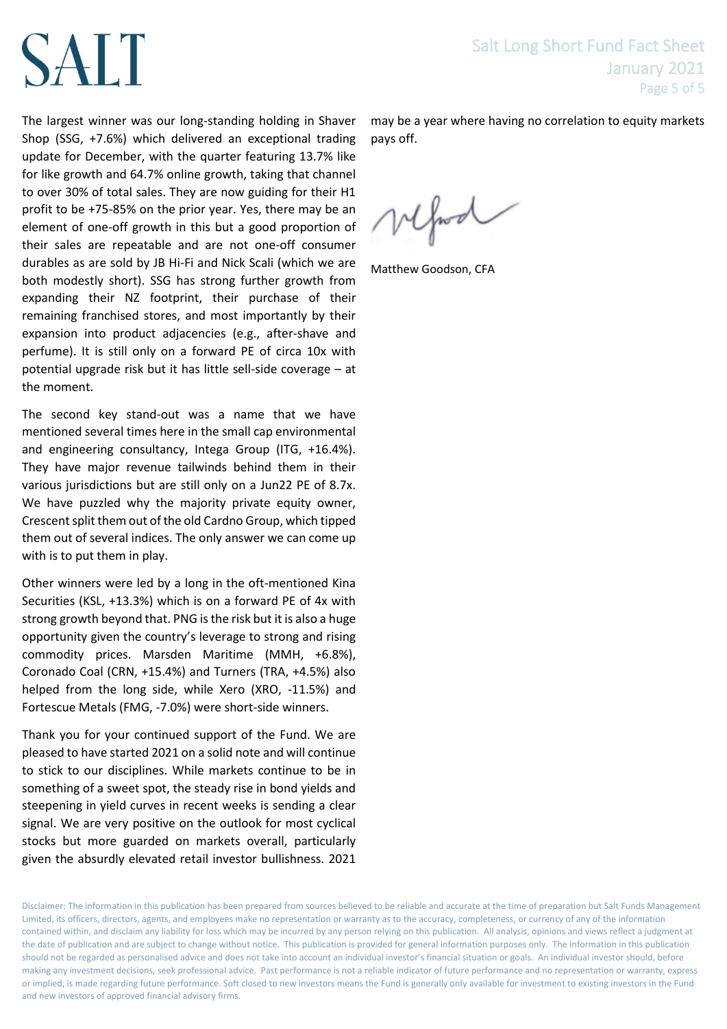The largest winner was our long-standing holding in Shaver Shop (SSG, +7.6%) which delivered an exceptional trading update for December, with the quarter featuring 13.7% like for like growth and 64.7% online growth, taking that channel to over 30% of total sales. They are now guiding for their H1 profit to be +75-85% on the prior year. Yes, there may be an element of one-off growth in this but a good proportion of their sales are repeatable and are not one-off consumer durables as are sold by JB Hi-Fi and Nick Scali (which we are both modestly short). SSG has strong further growth from expanding their NZ footprint, their purchase of their remaining franchised stores, and most importantly by their expansion into product adjacencies (e.g., after-shave and perfume). It is still only on a forward PE of circa 10x with potential upgrade risk but it has little sell-side coverage – at the moment.

The second key stand-out was a name that we have mentioned several times here in the small cap environmental and engineering consultancy, Intega Group (ITG, +16.4%). They have major revenue tailwinds behind them in their various jurisdictions but are still only on a Jun22 PE of 8.7x. We have puzzled why the majority private equity owner, Crescent split them out of the old Cardno Group, which tipped them out of several indices. The only answer we can come up with is to put them in play.

Other winners were led by a long in the oft-mentioned Kina Securities (KSL, +13.3%) which is on a forward PE of 4x with strong growth beyond that. PNG is the risk but it is also a huge opportunity given the country's leverage to strong and rising commodity prices. Marsden Maritime (MMH, +6.8%), Coronado Coal (CRN, +15.4%) and Turners (TRA, +4.5%) also helped from the long side, while Xero (XRO, -11.5%) and Fortescue Metals (FMG, -7.0%) were short-side winners.

Thank you for your continued support of the Fund. We are pleased to have started 2021 on a solid note and will continue to stick to our disciplines. While markets continue to be in something of a sweet spot, the steady rise in bond yields and steepening in yield curves in recent weeks is sending a clear signal. We are very positive on the outlook for most cyclical stocks but more guarded on markets overall, particularly given the absurdly elevated retail investor bullishness. 2021 may be a year where having no correlation to equity markets pays off.

Matthew Goodson, CFA

Disclaimer: The information in this publication has been prepared from sources believed to be reliable and accurate at the time of preparation but Salt Funds Management Limited, its officers, directors, agents, and employees make no representation or warranty as to the accuracy, completeness, or currency of any of the information contained within, and disclaim any liability for loss which may be incurred by any person relying on this publication. All analysis, opinions and views reflect a judgment at the date of publication and are subject to change without notice. This publication is provided for general information purposes only. The information in this publication should not be regarded as personalised advice and does not take into account an individual investor's financial situation or goals. An individual investor should, before making any investment decisions, seek professional advice. Past performance is not a reliable indicator of future performance and no representation or warranty, express or implied, is made regarding future performance. Soft closed to new investors means the Fund is generally only available for investment to existing investors in the Fund and new investors of approved financial advisory firms.